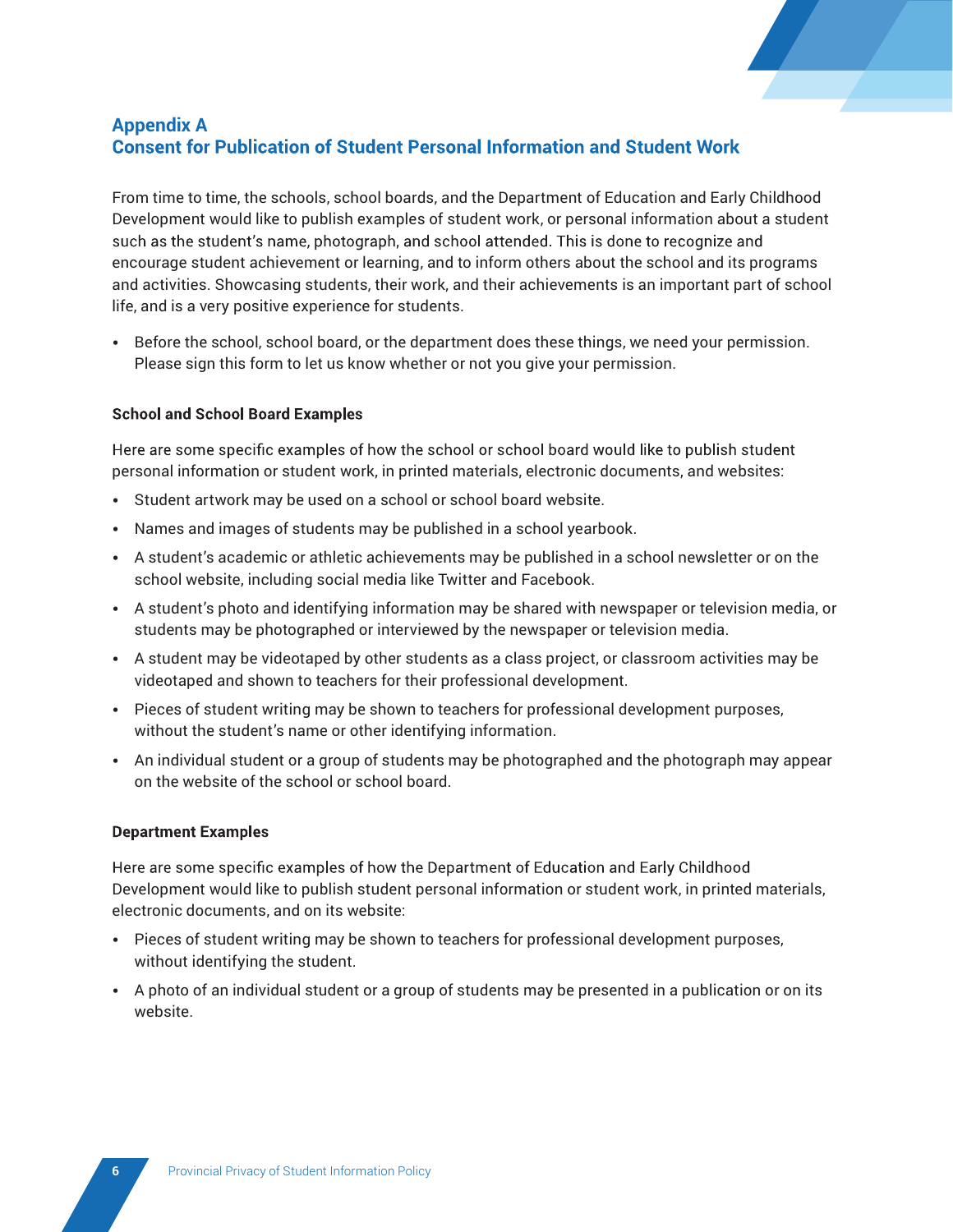## Appendix A
## Consent for Publication of Student Personal Information and Student Work

From time to time, the schools, school boards, and the Department of Education and Early Childhood Development would like to publish examples of student work, or personal information about a student such as the student's name, photograph, and school attended. This is done to recognize and encourage student achievement or learning, and to inform others about the school and its programs and activities. Showcasing students, their work, and their achievements is an important part of school life, and is a very positive experience for students.

- Before the school, school board, or the department does these things, we need your permission. Please sign this form to let us know whether or not you give your permission.

### School and School Board Examples

Here are some specific examples of how the school or school board would like to publish student personal information or student work, in printed materials, electronic documents, and websites:

- Student artwork may be used on a school or school board website.
- Names and images of students may be published in a school yearbook.
- A student's academic or athletic achievements may be published in a school newsletter or on the school website, including social media like Twitter and Facebook.
- A student's photo and identifying information may be shared with newspaper or television media, or students may be photographed or interviewed by the newspaper or television media.
- A student may be videotaped by other students as a class project, or classroom activities may be videotaped and shown to teachers for their professional development.
- Pieces of student writing may be shown to teachers for professional development purposes, without the student's name or other identifying information.
- An individual student or a group of students may be photographed and the photograph may appear on the website of the school or school board.

### Department Examples

Here are some specific examples of how the Department of Education and Early Childhood Development would like to publish student personal information or student work, in printed materials, electronic documents, and on its website:

- Pieces of student writing may be shown to teachers for professional development purposes, without identifying the student.
- A photo of an individual student or a group of students may be presented in a publication or on its website.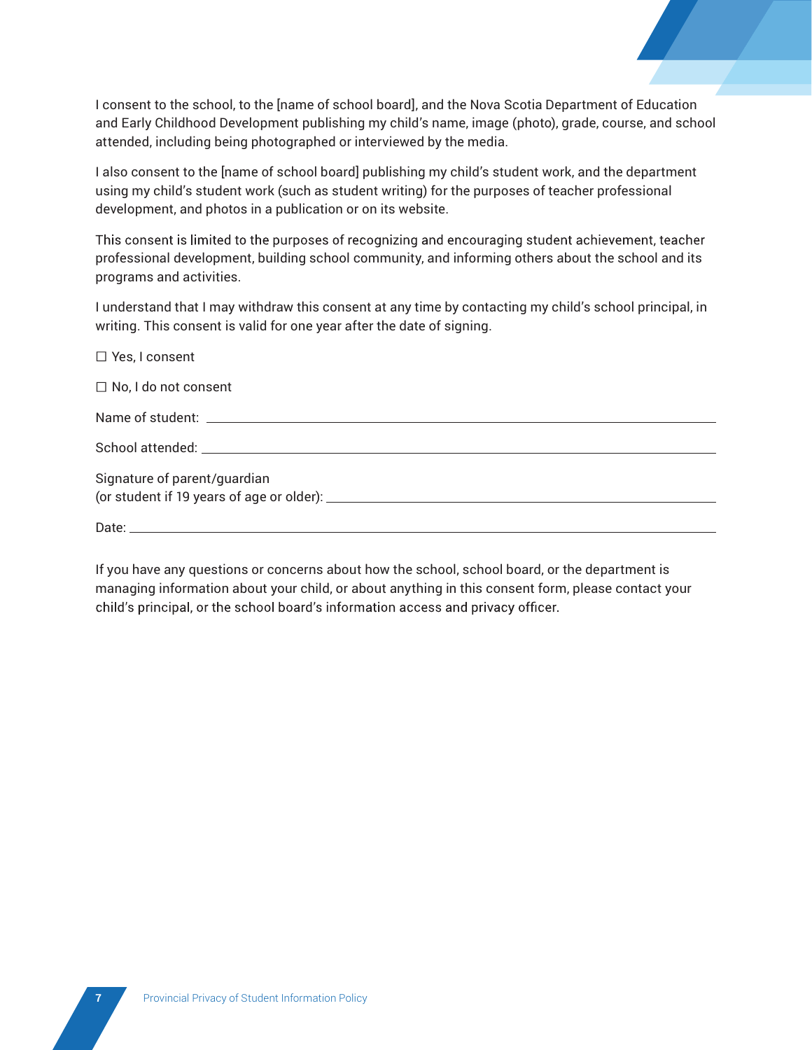I consent to the school, to the [name of school board], and the Nova Scotia Department of Education and Early Childhood Development publishing my child's name, image (photo), grade, course, and school attended, including being photographed or interviewed by the media.

I also consent to the [name of school board] publishing my child's student work, and the department using my child's student work (such as student writing) for the purposes of teacher professional development, and photos in a publication or on its website.

This consent is limited to the purposes of recognizing and encouraging student achievement, teacher professional development, building school community, and informing others about the school and its programs and activities.

I understand that I may withdraw this consent at any time by contacting my child's school principal, in writing. This consent is valid for one year after the date of signing.

☐ Yes, I consent

☐ No, I do not consent

Name of student: ______________________________

School attended: ______________________________

Signature of parent/guardian
(or student if 19 years of age or older): ______________________________

Date: ______________________________

If you have any questions or concerns about how the school, school board, or the department is managing information about your child, or about anything in this consent form, please contact your child's principal, or the school board's information access and privacy officer.